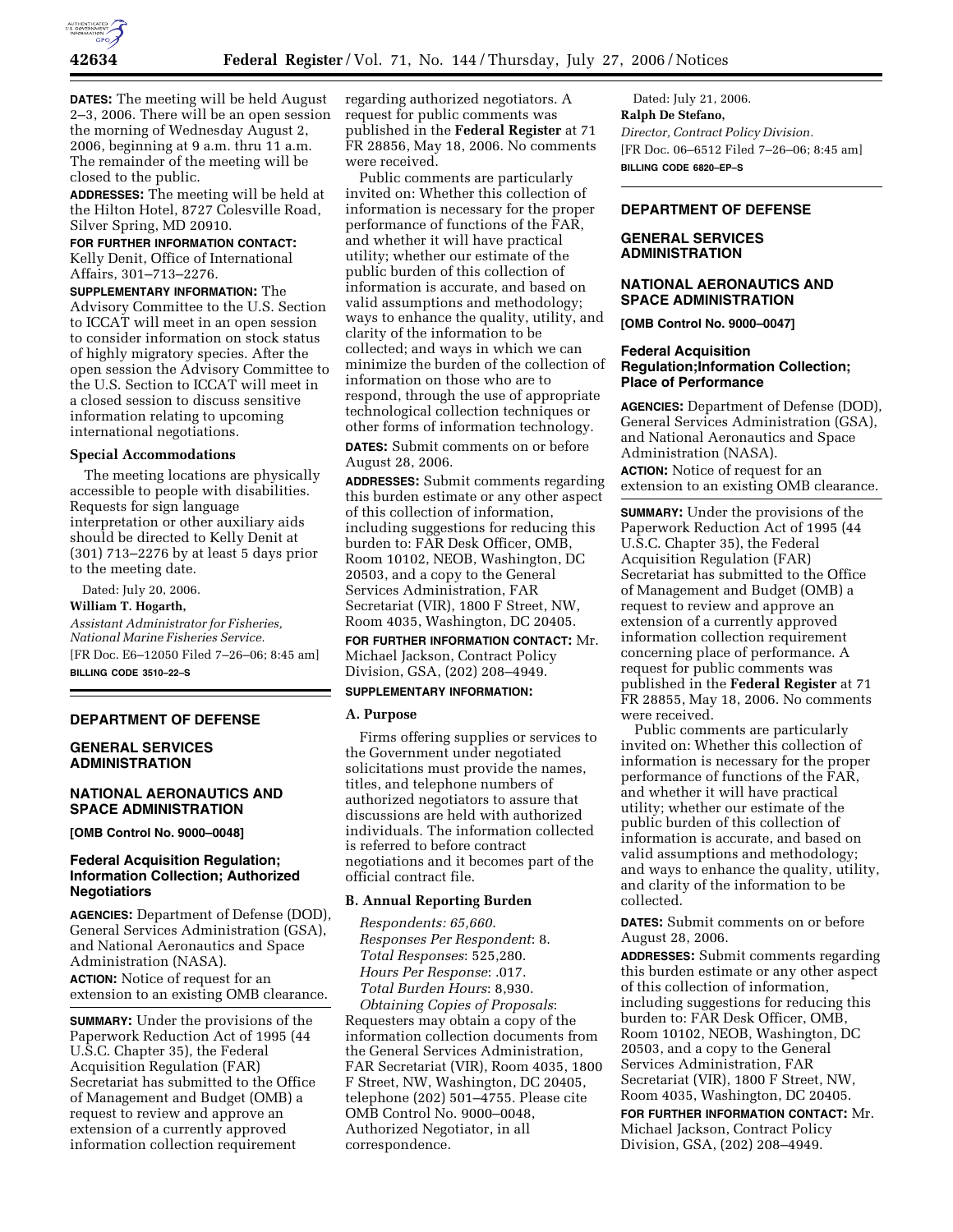**DATES:** The meeting will be held August 2–3, 2006. There will be an open session the morning of Wednesday August 2, 2006, beginning at 9 a.m. thru 11 a.m. The remainder of the meeting will be closed to the public.

**ADDRESSES:** The meeting will be held at the Hilton Hotel, 8727 Colesville Road, Silver Spring, MD 20910.

**FOR FURTHER INFORMATION CONTACT:** Kelly Denit, Office of International Affairs, 301–713–2276.

**SUPPLEMENTARY INFORMATION:** The Advisory Committee to the U.S. Section to ICCAT will meet in an open session to consider information on stock status of highly migratory species. After the open session the Advisory Committee to the U.S. Section to ICCAT will meet in a closed session to discuss sensitive information relating to upcoming international negotiations.

### Special Accommodations

The meeting locations are physically accessible to people with disabilities. Requests for sign language interpretation or other auxiliary aids should be directed to Kelly Denit at (301) 713–2276 by at least 5 days prior to the meeting date.

Dated: July 20, 2006.

**William T. Hogarth,**

*Assistant Administrator for Fisheries, National Marine Fisheries Service.*

[FR Doc. E6–12050 Filed 7–26–06; 8:45 am]

**BILLING CODE 3510–22–S**

## DEPARTMENT OF DEFENSE

## GENERAL SERVICES ADMINISTRATION

## NATIONAL AERONAUTICS AND SPACE ADMINISTRATION

**[OMB Control No. 9000–0048]**

### Federal Acquisition Regulation; Information Collection; Authorized Negotiatiors

**AGENCIES:** Department of Defense (DOD), General Services Administration (GSA), and National Aeronautics and Space Administration (NASA).

**ACTION:** Notice of request for an extension to an existing OMB clearance.

**SUMMARY:** Under the provisions of the Paperwork Reduction Act of 1995 (44 U.S.C. Chapter 35), the Federal Acquisition Regulation (FAR) Secretariat has submitted to the Office of Management and Budget (OMB) a request to review and approve an extension of a currently approved information collection requirement regarding authorized negotiators. A request for public comments was published in the **Federal Register** at 71 FR 28856, May 18, 2006. No comments were received.

Public comments are particularly invited on: Whether this collection of information is necessary for the proper performance of functions of the FAR, and whether it will have practical utility; whether our estimate of the public burden of this collection of information is accurate, and based on valid assumptions and methodology; ways to enhance the quality, utility, and clarity of the information to be collected; and ways in which we can minimize the burden of the collection of information on those who are to respond, through the use of appropriate technological collection techniques or other forms of information technology.

**DATES:** Submit comments on or before August 28, 2006.

**ADDRESSES:** Submit comments regarding this burden estimate or any other aspect of this collection of information, including suggestions for reducing this burden to: FAR Desk Officer, OMB, Room 10102, NEOB, Washington, DC 20503, and a copy to the General Services Administration, FAR Secretariat (VIR), 1800 F Street, NW, Room 4035, Washington, DC 20405.

**FOR FURTHER INFORMATION CONTACT:** Mr. Michael Jackson, Contract Policy Division, GSA, (202) 208–4949.

**SUPPLEMENTARY INFORMATION:**

### A. Purpose

Firms offering supplies or services to the Government under negotiated solicitations must provide the names, titles, and telephone numbers of authorized negotiators to assure that discussions are held with authorized individuals. The information collected is referred to before contract negotiations and it becomes part of the official contract file.

### B. Annual Reporting Burden

*Respondents: 65,660.*
*Responses Per Respondent*: 8.
*Total Responses*: 525,280.
*Hours Per Response*: .017.
*Total Burden Hours*: 8,930.
*Obtaining Copies of Proposals*: Requesters may obtain a copy of the information collection documents from the General Services Administration, FAR Secretariat (VIR), Room 4035, 1800 F Street, NW, Washington, DC 20405, telephone (202) 501–4755. Please cite OMB Control No. 9000–0048, Authorized Negotiator, in all correspondence.

Dated: July 21, 2006.

**Ralph De Stefano,**

*Director, Contract Policy Division.*

[FR Doc. 06–6512 Filed 7–26–06; 8:45 am]

**BILLING CODE 6820–EP–S**

## DEPARTMENT OF DEFENSE

## GENERAL SERVICES ADMINISTRATION

## NATIONAL AERONAUTICS AND SPACE ADMINISTRATION

**[OMB Control No. 9000–0047]**

### Federal Acquisition Regulation;Information Collection; Place of Performance

**AGENCIES:** Department of Defense (DOD), General Services Administration (GSA), and National Aeronautics and Space Administration (NASA).

**ACTION:** Notice of request for an extension to an existing OMB clearance.

**SUMMARY:** Under the provisions of the Paperwork Reduction Act of 1995 (44 U.S.C. Chapter 35), the Federal Acquisition Regulation (FAR) Secretariat has submitted to the Office of Management and Budget (OMB) a request to review and approve an extension of a currently approved information collection requirement concerning place of performance. A request for public comments was published in the **Federal Register** at 71 FR 28855, May 18, 2006. No comments were received.

Public comments are particularly invited on: Whether this collection of information is necessary for the proper performance of functions of the FAR, and whether it will have practical utility; whether our estimate of the public burden of this collection of information is accurate, and based on valid assumptions and methodology; and ways to enhance the quality, utility, and clarity of the information to be collected.

**DATES:** Submit comments on or before August 28, 2006.

**ADDRESSES:** Submit comments regarding this burden estimate or any other aspect of this collection of information, including suggestions for reducing this burden to: FAR Desk Officer, OMB, Room 10102, NEOB, Washington, DC 20503, and a copy to the General Services Administration, FAR Secretariat (VIR), 1800 F Street, NW, Room 4035, Washington, DC 20405.

**FOR FURTHER INFORMATION CONTACT:** Mr. Michael Jackson, Contract Policy Division, GSA, (202) 208–4949.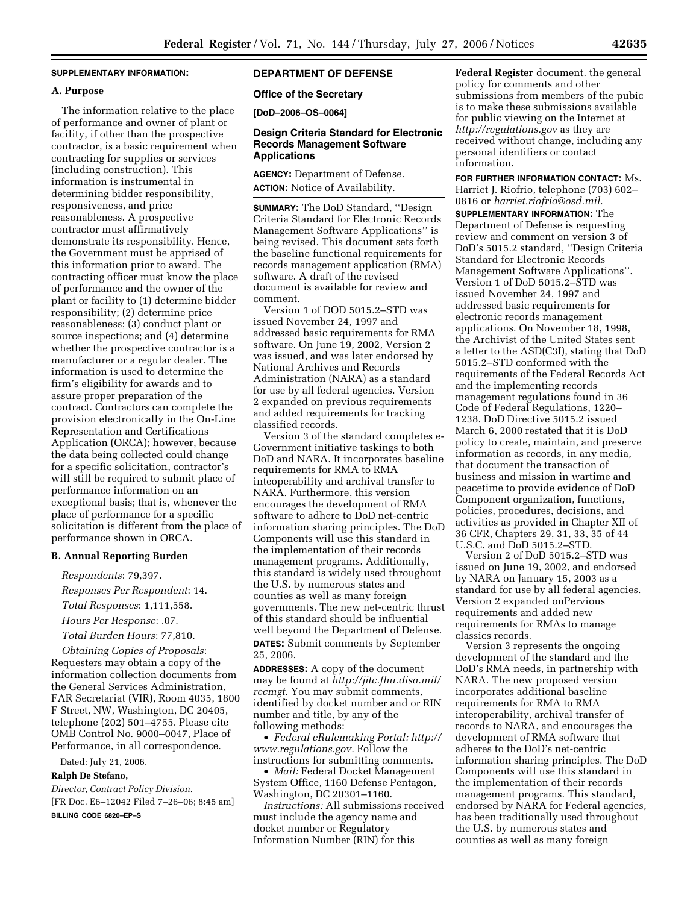**SUPPLEMENTARY INFORMATION:**

**A. Purpose**

The information relative to the place of performance and owner of plant or facility, if other than the prospective contractor, is a basic requirement when contracting for supplies or services (including construction). This information is instrumental in determining bidder responsibility, responsiveness, and price reasonableness. A prospective contractor must affirmatively demonstrate its responsibility. Hence, the Government must be apprised of this information prior to award. The contracting officer must know the place of performance and the owner of the plant or facility to (1) determine bidder responsibility; (2) determine price reasonableness; (3) conduct plant or source inspections; and (4) determine whether the prospective contractor is a manufacturer or a regular dealer. The information is used to determine the firm's eligibility for awards and to assure proper preparation of the contract. Contractors can complete the provision electronically in the On-Line Representation and Certifications Application (ORCA); however, because the data being collected could change for a specific solicitation, contractor's will still be required to submit place of performance information on an exceptional basis; that is, whenever the place of performance for a specific solicitation is different from the place of performance shown in ORCA.

**B. Annual Reporting Burden**

*Respondents*: 79,397.

*Responses Per Respondent*: 14.

*Total Responses*: 1,111,558.

*Hours Per Response*: .07.

*Total Burden Hours*: 77,810.

*Obtaining Copies of Proposals*: Requesters may obtain a copy of the information collection documents from the General Services Administration, FAR Secretariat (VIR), Room 4035, 1800 F Street, NW, Washington, DC 20405, telephone (202) 501–4755. Please cite OMB Control No. 9000–0047, Place of Performance, in all correspondence.

Dated: July 21, 2006.

**Ralph De Stefano,**

*Director, Contract Policy Division.*

[FR Doc. E6–12042 Filed 7–26–06; 8:45 am]

**BILLING CODE 6820–EP–S**

## DEPARTMENT OF DEFENSE

### Office of the Secretary

**[DoD–2006–OS–0064]**

### Design Criteria Standard for Electronic Records Management Software Applications

**AGENCY:** Department of Defense.

**ACTION:** Notice of Availability.

**SUMMARY:** The DoD Standard, ''Design Criteria Standard for Electronic Records Management Software Applications'' is being revised. This document sets forth the baseline functional requirements for records management application (RMA) software. A draft of the revised document is available for review and comment.

Version 1 of DOD 5015.2–STD was issued November 24, 1997 and addressed basic requirements for RMA software. On June 19, 2002, Version 2 was issued, and was later endorsed by National Archives and Records Administration (NARA) as a standard for use by all federal agencies. Version 2 expanded on previous requirements and added requirements for tracking classified records.

Version 3 of the standard completes e-Government initiative taskings to both DoD and NARA. It incorporates baseline requirements for RMA to RMA inteoperability and archival transfer to NARA. Furthermore, this version encourages the development of RMA software to adhere to DoD net-centric information sharing principles. The DoD Components will use this standard in the implementation of their records management programs. Additionally, this standard is widely used throughout the U.S. by numerous states and counties as well as many foreign governments. The new net-centric thrust of this standard should be influential well beyond the Department of Defense.

**DATES:** Submit comments by September 25, 2006.

**ADDRESSES:** A copy of the document may be found at *http://jitc.fhu.disa.mil/recmgt.* You may submit comments, identified by docket number and or RIN number and title, by any of the following methods:

- *Federal eRulemaking Portal: http://www.regulations.gov.* Follow the instructions for submitting comments.
- *Mail:* Federal Docket Management System Office, 1160 Defense Pentagon, Washington, DC 20301–1160.

*Instructions:* All submissions received must include the agency name and docket number or Regulatory Information Number (RIN) for this **Federal Register** document. the general policy for comments and other submissions from members of the pubic is to make these submissions available for public viewing on the Internet at *http://regulations.gov* as they are received without change, including any personal identifiers or contact information.

**FOR FURTHER INFORMATION CONTACT:** Ms. Harriet J. Riofrio, telephone (703) 602–0816 or *harriet.riofrio@osd.mil.*

**SUPPLEMENTARY INFORMATION:** The Department of Defense is requesting review and comment on version 3 of DoD's 5015.2 standard, ''Design Criteria Standard for Electronic Records Management Software Applications''. Version 1 of DoD 5015.2–STD was issued November 24, 1997 and addressed basic requirements for electronic records management applications. On November 18, 1998, the Archivist of the United States sent a letter to the ASD(C3I), stating that DoD 5015.2–STD conformed with the requirements of the Federal Records Act and the implementing records management regulations found in 36 Code of Federal Regulations, 1220–1238. DoD Directive 5015.2 issued March 6, 2000 restated that it is DoD policy to create, maintain, and preserve information as records, in any media, that document the transaction of business and mission in wartime and peacetime to provide evidence of DoD Component organization, functions, policies, procedures, decisions, and activities as provided in Chapter XII of 36 CFR, Chapters 29, 31, 33, 35 of 44 U.S.C. and DoD 5015.2–STD.

Version 2 of DoD 5015.2–STD was issued on June 19, 2002, and endorsed by NARA on January 15, 2003 as a standard for use by all federal agencies. Version 2 expanded onPervious requirements and added new requirements for RMAs to manage classics records.

Version 3 represents the ongoing development of the standard and the DoD's RMA needs, in partnership with NARA. The new proposed version incorporates additional baseline requirements for RMA to RMA interoperability, archival transfer of records to NARA, and encourages the development of RMA software that adheres to the DoD's net-centric information sharing principles. The DoD Components will use this standard in the implementation of their records management programs. This standard, endorsed by NARA for Federal agencies, has been traditionally used throughout the U.S. by numerous states and counties as well as many foreign